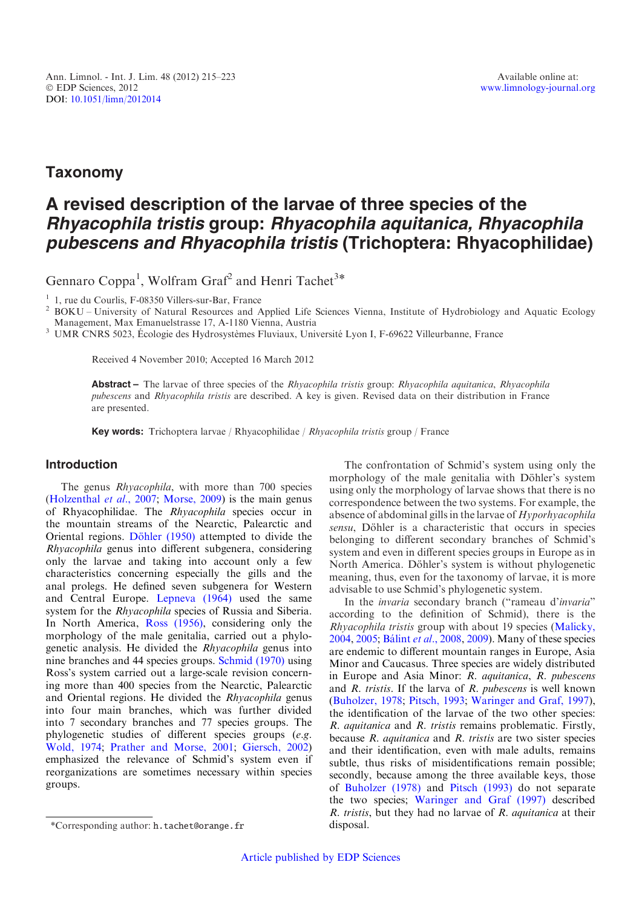Ann. Limnol. - Int. J. Lim. 48 (2012) 215–223
© EDP Sciences, 2012
DOI: 10.1051/limn/2012014

Available online at:
www.limnology-journal.org

## Taxonomy

# A revised description of the larvae of three species of the *Rhyacophila tristis* group: *Rhyacophila aquitanica, Rhyacophila pubescens and Rhyacophila tristis* (Trichoptera: Rhyacophilidae)

Gennaro Coppa[1], Wolfram Graf[2] and Henri Tachet[3]*

[1] 1, rue du Courlis, F-08350 Villers-sur-Bar, France
[2] BOKU – University of Natural Resources and Applied Life Sciences Vienna, Institute of Hydrobiology and Aquatic Ecology Management, Max Emanuelstrasse 17, A-1180 Vienna, Austria
[3] UMR CNRS 5023, Écologie des Hydrosystèmes Fluviaux, Université Lyon I, F-69622 Villeurbanne, France

Received 4 November 2010; Accepted 16 March 2012

**Abstract –** The larvae of three species of the *Rhyacophila tristis* group: *Rhyacophila aquitanica*, *Rhyacophila pubescens* and *Rhyacophila tristis* are described. A key is given. Revised data on their distribution in France are presented.

**Key words:** Trichoptera larvae / Rhyacophilidae / *Rhyacophila tristis* group / France

## Introduction

The genus *Rhyacophila*, with more than 700 species (Holzenthal *et al*., 2007; Morse, 2009) is the main genus of Rhyacophilidae. The *Rhyacophila* species occur in the mountain streams of the Nearctic, Palearctic and Oriental regions. Döhler (1950) attempted to divide the *Rhyacophila* genus into different subgenera, considering only the larvae and taking into account only a few characteristics concerning especially the gills and the anal prolegs. He defined seven subgenera for Western and Central Europe. Lepneva (1964) used the same system for the *Rhyacophila* species of Russia and Siberia. In North America, Ross (1956), considering only the morphology of the male genitalia, carried out a phylogenetic analysis. He divided the *Rhyacophila* genus into nine branches and 44 species groups. Schmid (1970) using Ross's system carried out a large-scale revision concerning more than 400 species from the Nearctic, Palearctic and Oriental regions. He divided the *Rhyacophila* genus into four main branches, which was further divided into 7 secondary branches and 77 species groups. The phylogenetic studies of different species groups (*e.g.* Wold, 1974; Prather and Morse, 2001; Giersch, 2002) emphasized the relevance of Schmid's system even if reorganizations are sometimes necessary within species groups.

The confrontation of Schmid's system using only the morphology of the male genitalia with Döhler's system using only the morphology of larvae shows that there is no correspondence between the two systems. For example, the absence of abdominal gills in the larvae of *Hyporhyacophila sensu*, Döhler is a characteristic that occurs in species belonging to different secondary branches of Schmid's system and even in different species groups in Europe as in North America. Döhler's system is without phylogenetic meaning, thus, even for the taxonomy of larvae, it is more advisable to use Schmid's phylogenetic system.

In the *invaria* secondary branch ("rameau d'*invaria*" according to the definition of Schmid), there is the *Rhyacophila tristis* group with about 19 species (Malicky, 2004, 2005; Bálint *et al*., 2008, 2009). Many of these species are endemic to different mountain ranges in Europe, Asia Minor and Caucasus. Three species are widely distributed in Europe and Asia Minor: *R. aquitanica*, *R. pubescens* and *R. tristis*. If the larva of *R. pubescens* is well known (Buholzer, 1978; Pitsch, 1993; Waringer and Graf, 1997), the identification of the larvae of the two other species: *R. aquitanica* and *R. tristis* remains problematic. Firstly, because *R. aquitanica* and *R. tristis* are two sister species and their identification, even with male adults, remains subtle, thus risks of misidentifications remain possible; secondly, because among the three available keys, those of Buholzer (1978) and Pitsch (1993) do not separate the two species; Waringer and Graf (1997) described *R. tristis*, but they had no larvae of *R. aquitanica* at their disposal.

*Corresponding author: h.tachet@orange.fr

Article published by EDP Sciences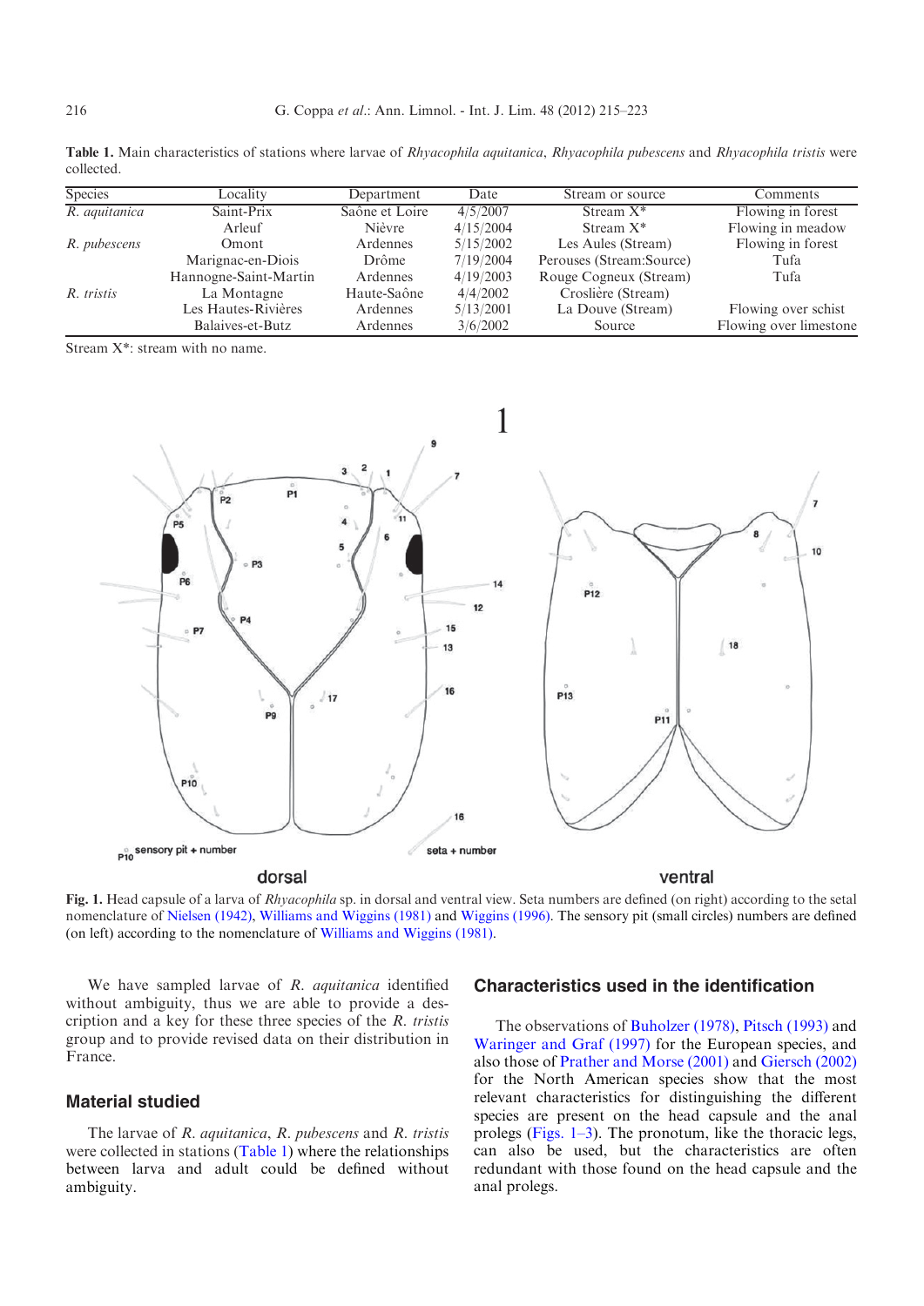**Table 1.** Main characteristics of stations where larvae of *Rhyacophila aquitanica*, *Rhyacophila pubescens* and *Rhyacophila tristis* were collected.

| Species | Locality | Department | Date | Stream or source | Comments |
|---|---|---|---|---|---|
| *R. aquitanica* | Saint-Prix | Saône et Loire | 4/5/2007 | Stream X* | Flowing in forest |
| | Arleuf | Nièvre | 4/15/2004 | Stream X* | Flowing in meadow |
| *R. pubescens* | Omont | Ardennes | 5/15/2002 | Les Aules (Stream) | Flowing in forest |
| | Marignac-en-Diois | Drôme | 7/19/2004 | Perouses (Stream:Source) | Tufa |
| | Hannogne-Saint-Martin | Ardennes | 4/19/2003 | Rouge Cogneux (Stream) | Tufa |
| *R. tristis* | La Montagne | Haute-Saône | 4/4/2002 | Croslière (Stream) | |
| | Les Hautes-Rivières | Ardennes | 5/13/2001 | La Douve (Stream) | Flowing over schist |
| | Balaives-et-Butz | Ardennes | 3/6/2002 | Source | Flowing over limestone |

Stream X*: stream with no name.

**Fig. 1.** Head capsule of a larva of *Rhyacophila* sp. in dorsal and ventral view. Seta numbers are defined (on right) according to the setal nomenclature of Nielsen (1942), Williams and Wiggins (1981) and Wiggins (1996). The sensory pit (small circles) numbers are defined (on left) according to the nomenclature of Williams and Wiggins (1981).

We have sampled larvae of *R. aquitanica* identified without ambiguity, thus we are able to provide a description and a key for these three species of the *R. tristis* group and to provide revised data on their distribution in France.

## Material studied

The larvae of *R. aquitanica*, *R. pubescens* and *R. tristis* were collected in stations (Table 1) where the relationships between larva and adult could be defined without ambiguity.

## Characteristics used in the identification

The observations of Buholzer (1978), Pitsch (1993) and Waringer and Graf (1997) for the European species, and also those of Prather and Morse (2001) and Giersch (2002) for the North American species show that the most relevant characteristics for distinguishing the different species are present on the head capsule and the anal prolegs (Figs. 1–3). The pronotum, like the thoracic legs, can also be used, but the characteristics are often redundant with those found on the head capsule and the anal prolegs.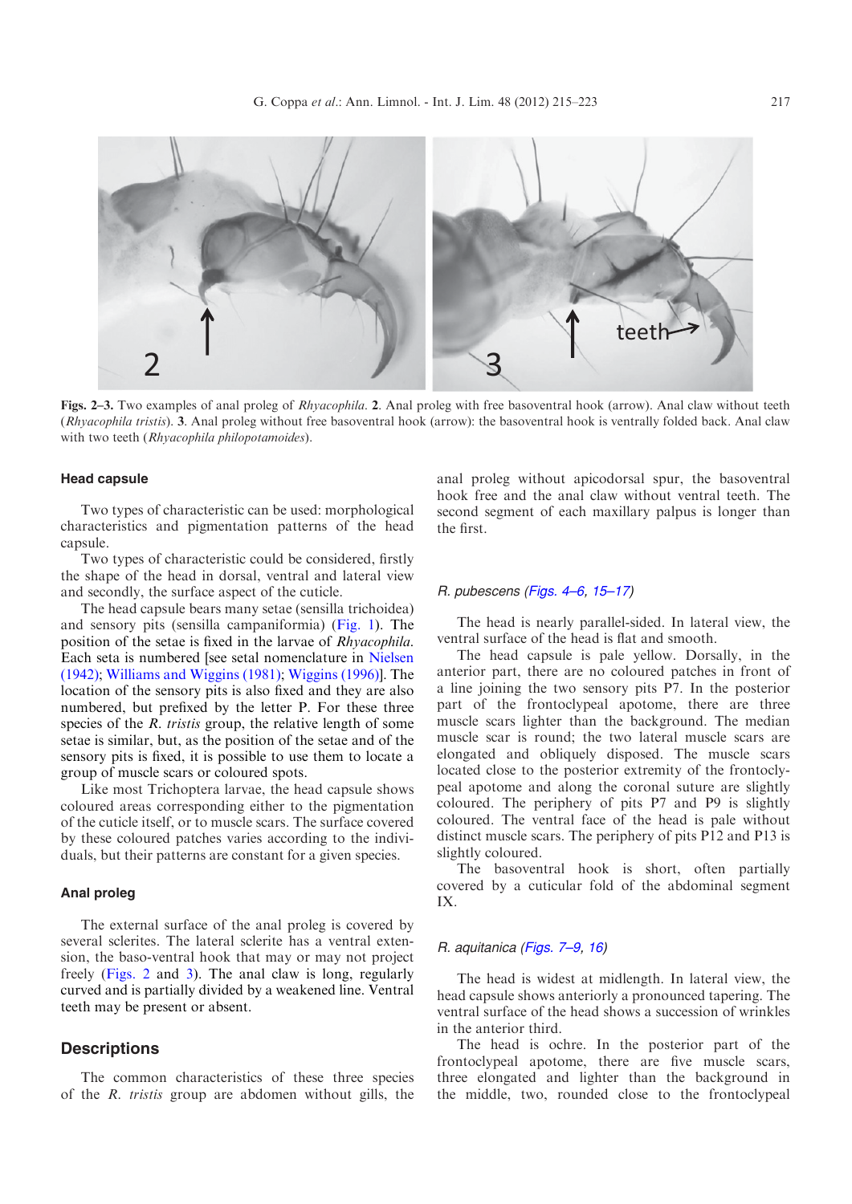Figs. 2–3. Two examples of anal proleg of *Rhyacophila*. 2. Anal proleg with free basoventral hook (arrow). Anal claw without teeth (*Rhyacophila tristis*). 3. Anal proleg without free basoventral hook (arrow): the basoventral hook is ventrally folded back. Anal claw with two teeth (*Rhyacophila philopotamoides*).

### Head capsule

Two types of characteristic can be used: morphological characteristics and pigmentation patterns of the head capsule.

Two types of characteristic could be considered, firstly the shape of the head in dorsal, ventral and lateral view and secondly, the surface aspect of the cuticle.

The head capsule bears many setae (sensilla trichoidea) and sensory pits (sensilla campaniformia) (Fig. 1). The position of the setae is fixed in the larvae of *Rhyacophila*. Each seta is numbered [see setal nomenclature in Nielsen (1942); Williams and Wiggins (1981); Wiggins (1996)]. The location of the sensory pits is also fixed and they are also numbered, but prefixed by the letter P. For these three species of the *R. tristis* group, the relative length of some setae is similar, but, as the position of the setae and of the sensory pits is fixed, it is possible to use them to locate a group of muscle scars or coloured spots.

Like most Trichoptera larvae, the head capsule shows coloured areas corresponding either to the pigmentation of the cuticle itself, or to muscle scars. The surface covered by these coloured patches varies according to the individuals, but their patterns are constant for a given species.

### Anal proleg

The external surface of the anal proleg is covered by several sclerites. The lateral sclerite has a ventral extension, the baso-ventral hook that may or may not project freely (Figs. 2 and 3). The anal claw is long, regularly curved and is partially divided by a weakened line. Ventral teeth may be present or absent.

## Descriptions

The common characteristics of these three species of the *R. tristis* group are abdomen without gills, the anal proleg without apicodorsal spur, the basoventral hook free and the anal claw without ventral teeth. The second segment of each maxillary palpus is longer than the first.

### *R. pubescens* (Figs. 4–6, 15–17)

The head is nearly parallel-sided. In lateral view, the ventral surface of the head is flat and smooth.

The head capsule is pale yellow. Dorsally, in the anterior part, there are no coloured patches in front of a line joining the two sensory pits P7. In the posterior part of the frontoclypeal apotome, there are three muscle scars lighter than the background. The median muscle scar is round; the two lateral muscle scars are elongated and obliquely disposed. The muscle scars located close to the posterior extremity of the frontoclypeal apotome and along the coronal suture are slightly coloured. The periphery of pits P7 and P9 is slightly coloured. The ventral face of the head is pale without distinct muscle scars. The periphery of pits P12 and P13 is slightly coloured.

The basoventral hook is short, often partially covered by a cuticular fold of the abdominal segment IX.

### *R. aquitanica* (Figs. 7–9, 16)

The head is widest at midlength. In lateral view, the head capsule shows anteriorly a pronounced tapering. The ventral surface of the head shows a succession of wrinkles in the anterior third.

The head is ochre. In the posterior part of the frontoclypeal apotome, there are five muscle scars, three elongated and lighter than the background in the middle, two, rounded close to the frontoclypeal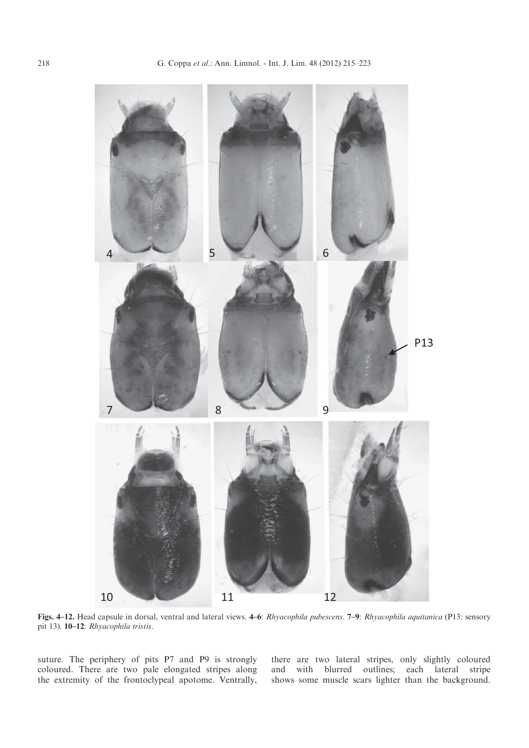**Figs. 4–12.** Head capsule in dorsal, ventral and lateral views. **4–6**: *Rhyacophila pubescens*. **7–9**: *Rhyacophila aquitanica* (P13: sensory pit 13). **10–12**: *Rhyacophila tristis*.

suture. The periphery of pits P7 and P9 is strongly coloured. There are two pale elongated stripes along the extremity of the frontoclypeal apotome. Ventrally, there are two lateral stripes, only slightly coloured and with blurred outlines; each lateral stripe shows some muscle scars lighter than the background.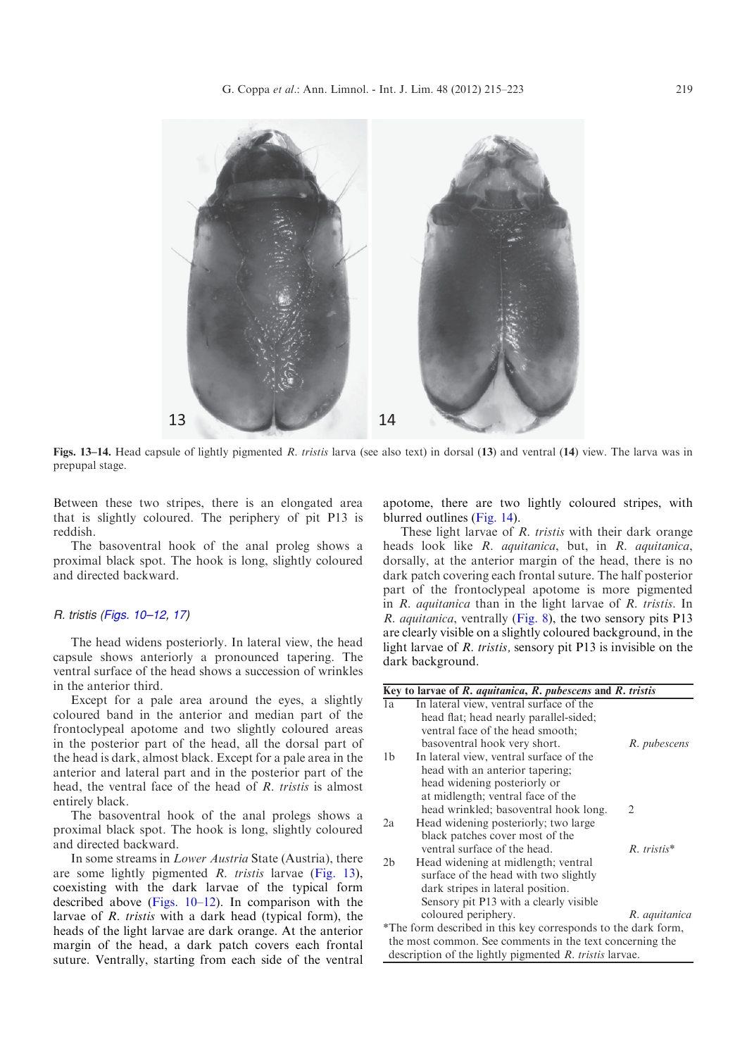Figs. 13–14. Head capsule of lightly pigmented *R. tristis* larva (see also text) in dorsal (13) and ventral (14) view. The larva was in prepupal stage.

Between these two stripes, there is an elongated area that is slightly coloured. The periphery of pit P13 is reddish.

The basoventral hook of the anal proleg shows a proximal black spot. The hook is long, slightly coloured and directed backward.

### *R. tristis* (Figs. 10–12, 17)

The head widens posteriorly. In lateral view, the head capsule shows anteriorly a pronounced tapering. The ventral surface of the head shows a succession of wrinkles in the anterior third.

Except for a pale area around the eyes, a slightly coloured band in the anterior and median part of the frontoclypeal apotome and two slightly coloured areas in the posterior part of the head, all the dorsal part of the head is dark, almost black. Except for a pale area in the anterior and lateral part and in the posterior part of the head, the ventral face of the head of *R. tristis* is almost entirely black.

The basoventral hook of the anal prolegs shows a proximal black spot. The hook is long, slightly coloured and directed backward.

In some streams in *Lower Austria* State (Austria), there are some lightly pigmented *R. tristis* larvae (Fig. 13), coexisting with the dark larvae of the typical form described above (Figs. 10–12). In comparison with the larvae of *R. tristis* with a dark head (typical form), the heads of the light larvae are dark orange. At the anterior margin of the head, a dark patch covers each frontal suture. Ventrally, starting from each side of the ventral apotome, there are two lightly coloured stripes, with blurred outlines (Fig. 14).

These light larvae of *R. tristis* with their dark orange heads look like *R. aquitanica*, but, in *R. aquitanica*, dorsally, at the anterior margin of the head, there is no dark patch covering each frontal suture. The half posterior part of the frontoclypeal apotome is more pigmented in *R. aquitanica* than in the light larvae of *R. tristis*. In *R. aquitanica*, ventrally (Fig. 8), the two sensory pits P13 are clearly visible on a slightly coloured background, in the light larvae of *R. tristis*, sensory pit P13 is invisible on the dark background.

**Key to larvae of *R. aquitanica*, *R. pubescens* and *R. tristis***

| | | |
|---|---|---|
| 1a | In lateral view, ventral surface of the head flat; head nearly parallel-sided; ventral face of the head smooth; basoventral hook very short. | *R. pubescens* |
| 1b | In lateral view, ventral surface of the head with an anterior tapering; head widening posteriorly or at midlength; ventral face of the head wrinkled; basoventral hook long. | 2 |
| 2a | Head widening posteriorly; two large black patches cover most of the ventral surface of the head. | *R. tristis** |
| 2b | Head widening at midlength; ventral surface of the head with two slightly dark stripes in lateral position. Sensory pit P13 with a clearly visible coloured periphery. | *R. aquitanica* |

*The form described in this key corresponds to the dark form, the most common. See comments in the text concerning the description of the lightly pigmented *R. tristis* larvae.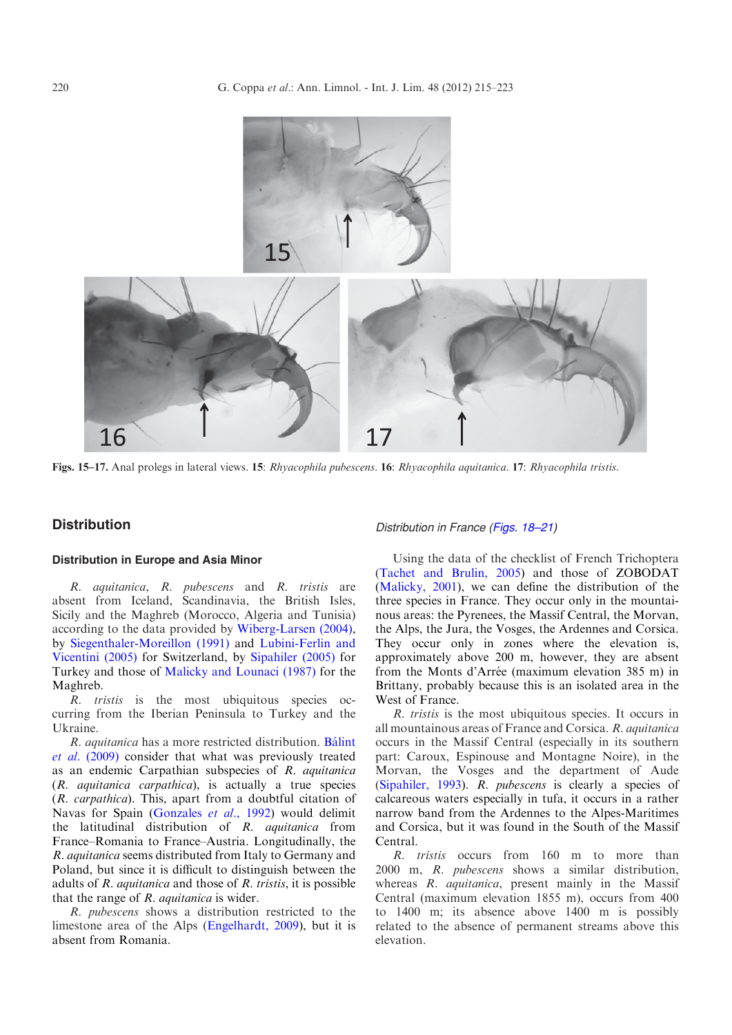Figs. 15–17. Anal prolegs in lateral views. 15: *Rhyacophila pubescens*. 16: *Rhyacophila aquitanica*. 17: *Rhyacophila tristis*.

## Distribution

### Distribution in Europe and Asia Minor

*R. aquitanica*, *R. pubescens* and *R. tristis* are absent from Iceland, Scandinavia, the British Isles, Sicily and the Maghreb (Morocco, Algeria and Tunisia) according to the data provided by Wiberg-Larsen (2004), by Siegenthaler-Moreillon (1991) and Lubini-Ferlin and Vicentini (2005) for Switzerland, by Sipahiler (2005) for Turkey and those of Malicky and Lounaci (1987) for the Maghreb.

*R. tristis* is the most ubiquitous species occurring from the Iberian Peninsula to Turkey and the Ukraine.

*R. aquitanica* has a more restricted distribution. Bálint *et al*. (2009) consider that what was previously treated as an endemic Carpathian subspecies of *R. aquitanica* (*R. aquitanica carpathica*), is actually a true species (*R. carpathica*). This, apart from a doubtful citation of Navas for Spain (Gonzales *et al*., 1992) would delimit the latitudinal distribution of *R. aquitanica* from France–Romania to France–Austria. Longitudinally, the *R. aquitanica* seems distributed from Italy to Germany and Poland, but since it is difficult to distinguish between the adults of *R. aquitanica* and those of *R. tristis*, it is possible that the range of *R. aquitanica* is wider.

*R. pubescens* shows a distribution restricted to the limestone area of the Alps (Engelhardt, 2009), but it is absent from Romania.

### *Distribution in France (Figs. 18–21)*

Using the data of the checklist of French Trichoptera (Tachet and Brulin, 2005) and those of ZOBODAT (Malicky, 2001), we can define the distribution of the three species in France. They occur only in the mountainous areas: the Pyrenees, the Massif Central, the Morvan, the Alps, the Jura, the Vosges, the Ardennes and Corsica. They occur only in zones where the elevation is, approximately above 200 m, however, they are absent from the Monts d'Arrée (maximum elevation 385 m) in Brittany, probably because this is an isolated area in the West of France.

*R. tristis* is the most ubiquitous species. It occurs in all mountainous areas of France and Corsica. *R. aquitanica* occurs in the Massif Central (especially in its southern part: Caroux, Espinouse and Montagne Noire), in the Morvan, the Vosges and the department of Aude (Sipahiler, 1993). *R. pubescens* is clearly a species of calcareous waters especially in tufa, it occurs in a rather narrow band from the Ardennes to the Alpes-Maritimes and Corsica, but it was found in the South of the Massif Central.

*R. tristis* occurs from 160 m to more than 2000 m, *R. pubescens* shows a similar distribution, whereas *R. aquitanica*, present mainly in the Massif Central (maximum elevation 1855 m), occurs from 400 to 1400 m; its absence above 1400 m is possibly related to the absence of permanent streams above this elevation.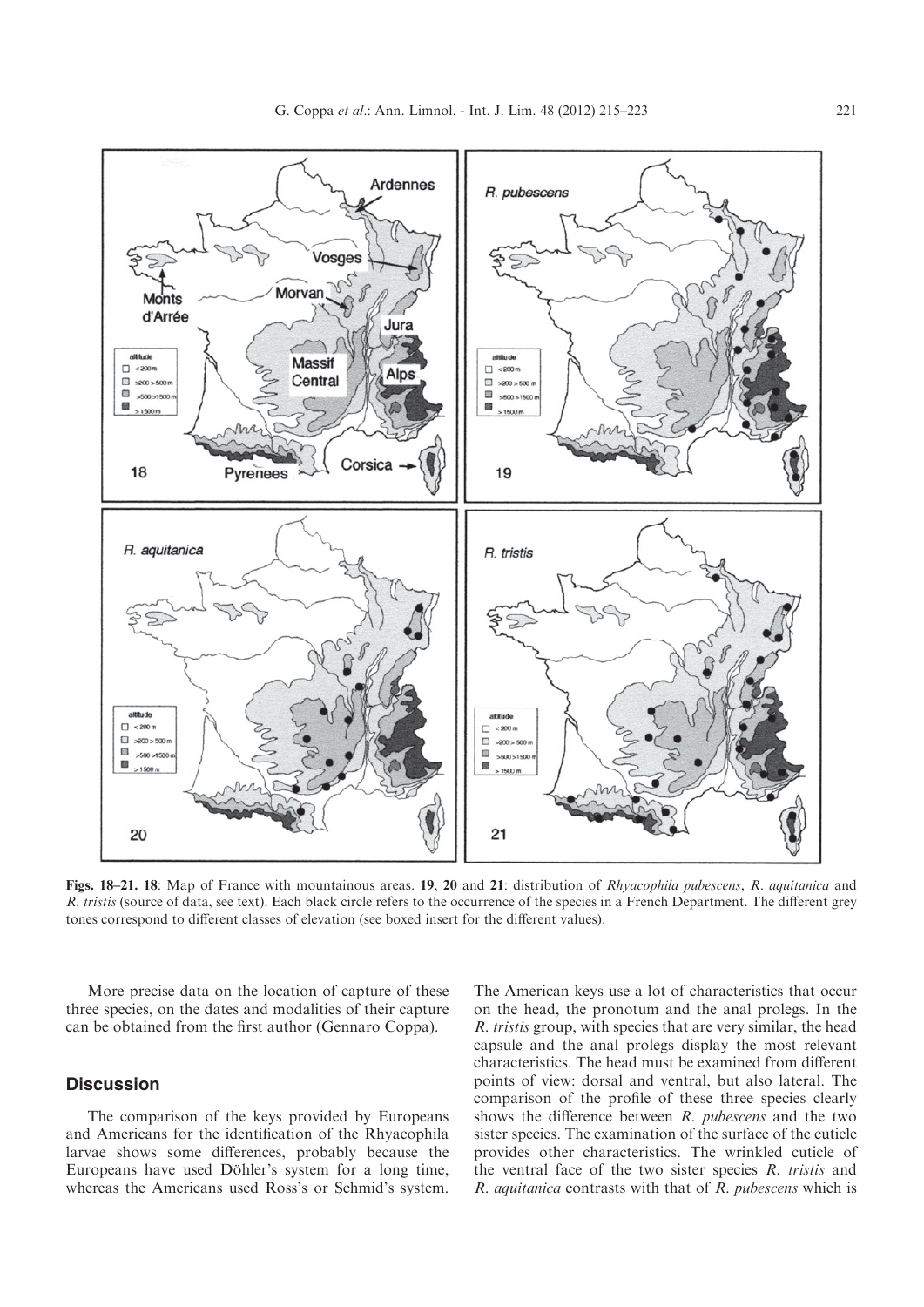**Figs. 18–21. 18**: Map of France with mountainous areas. **19**, **20** and **21**: distribution of *Rhyacophila pubescens*, *R. aquitanica* and *R. tristis* (source of data, see text). Each black circle refers to the occurrence of the species in a French Department. The different grey tones correspond to different classes of elevation (see boxed insert for the different values).

More precise data on the location of capture of these three species, on the dates and modalities of their capture can be obtained from the first author (Gennaro Coppa).

## Discussion

The comparison of the keys provided by Europeans and Americans for the identification of the Rhyacophila larvae shows some differences, probably because the Europeans have used Döhler's system for a long time, whereas the Americans used Ross's or Schmid's system. The American keys use a lot of characteristics that occur on the head, the pronotum and the anal prolegs. In the *R. tristis* group, with species that are very similar, the head capsule and the anal prolegs display the most relevant characteristics. The head must be examined from different points of view: dorsal and ventral, but also lateral. The comparison of the profile of these three species clearly shows the difference between *R. pubescens* and the two sister species. The examination of the surface of the cuticle provides other characteristics. The wrinkled cuticle of the ventral face of the two sister species *R. tristis* and *R. aquitanica* contrasts with that of *R. pubescens* which is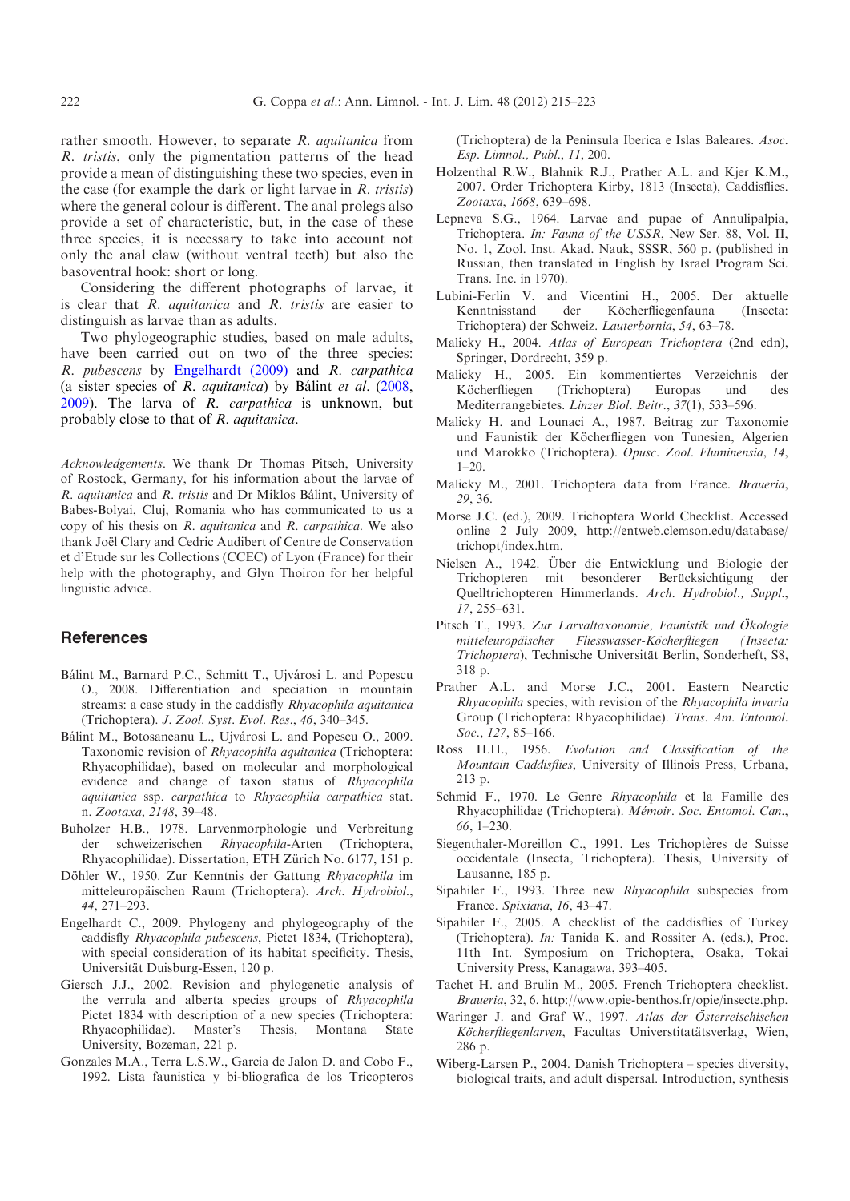rather smooth. However, to separate *R. aquitanica* from *R. tristis*, only the pigmentation patterns of the head provide a mean of distinguishing these two species, even in the case (for example the dark or light larvae in *R. tristis*) where the general colour is different. The anal prolegs also provide a set of characteristic, but, in the case of these three species, it is necessary to take into account not only the anal claw (without ventral teeth) but also the basoventral hook: short or long.

Considering the different photographs of larvae, it is clear that *R. aquitanica* and *R. tristis* are easier to distinguish as larvae than as adults.

Two phylogeographic studies, based on male adults, have been carried out on two of the three species: *R. pubescens* by Engelhardt (2009) and *R. carpathica* (a sister species of *R. aquitanica*) by Bálint *et al.* (2008, 2009). The larva of *R. carpathica* is unknown, but probably close to that of *R. aquitanica*.

*Acknowledgements*. We thank Dr Thomas Pitsch, University of Rostock, Germany, for his information about the larvae of *R. aquitanica* and *R. tristis* and Dr Miklos Bálint, University of Babes-Bolyai, Cluj, Romania who has communicated to us a copy of his thesis on *R. aquitanica* and *R. carpathica*. We also thank Joël Clary and Cedric Audibert of Centre de Conservation et d'Etude sur les Collections (CCEC) of Lyon (France) for their help with the photography, and Glyn Thoiron for her helpful linguistic advice.

## References

Bálint M., Barnard P.C., Schmitt T., Ujvárosi L. and Popescu O., 2008. Differentiation and speciation in mountain streams: a case study in the caddisfly *Rhyacophila aquitanica* (Trichoptera). *J. Zool. Syst. Evol. Res.*, *46*, 340–345.

Bálint M., Botosaneanu L., Ujvárosi L. and Popescu O., 2009. Taxonomic revision of *Rhyacophila aquitanica* (Trichoptera: Rhyacophilidae), based on molecular and morphological evidence and change of taxon status of *Rhyacophila aquitanica* ssp. *carpathica* to *Rhyacophila carpathica* stat. n. *Zootaxa*, *2148*, 39–48.

Buholzer H.B., 1978. Larvenmorphologie und Verbreitung der schweizerischen *Rhyacophila*-Arten (Trichoptera, Rhyacophilidae). Dissertation, ETH Zürich No. 6177, 151 p.

Döhler W., 1950. Zur Kenntnis der Gattung *Rhyacophila* im mitteleuropäischen Raum (Trichoptera). *Arch. Hydrobiol.*, *44*, 271–293.

Engelhardt C., 2009. Phylogeny and phylogeography of the caddisfly *Rhyacophila pubescens*, Pictet 1834, (Trichoptera), with special consideration of its habitat specificity. Thesis, Universität Duisburg-Essen, 120 p.

Giersch J.J., 2002. Revision and phylogenetic analysis of the verrula and alberta species groups of *Rhyacophila* Pictet 1834 with description of a new species (Trichoptera: Rhyacophilidae). Master's Thesis, Montana State University, Bozeman, 221 p.

Gonzales M.A., Terra L.S.W., Garcia de Jalon D. and Cobo F., 1992. Lista faunistica y bi-bliografica de los Tricopteros (Trichoptera) de la Peninsula Iberica e Islas Baleares. *Asoc. Esp. Limnol., Publ.*, *11*, 200.

Holzenthal R.W., Blahnik R.J., Prather A.L. and Kjer K.M., 2007. Order Trichoptera Kirby, 1813 (Insecta), Caddisflies. *Zootaxa*, *1668*, 639–698.

Lepneva S.G., 1964. Larvae and pupae of Annulipalpia, Trichoptera. *In: Fauna of the USSR*, New Ser. 88, Vol. II, No. 1, Zool. Inst. Akad. Nauk, SSSR, 560 p. (published in Russian, then translated in English by Israel Program Sci. Trans. Inc. in 1970).

Lubini-Ferlin V. and Vicentini H., 2005. Der aktuelle Kenntnisstand der Köcherfliegenfauna (Insecta: Trichoptera) der Schweiz. *Lauterbornia*, *54*, 63–78.

Malicky H., 2004. *Atlas of European Trichoptera* (2nd edn), Springer, Dordrecht, 359 p.

Malicky H., 2005. Ein kommentiertes Verzeichnis der Köcherfliegen (Trichoptera) Europas und des Mediterrangebietes. *Linzer Biol. Beitr.*, *37*(1), 533–596.

Malicky H. and Lounaci A., 1987. Beitrag zur Taxonomie und Faunistik der Köcherfliegen von Tunesien, Algerien und Marokko (Trichoptera). *Opusc. Zool. Fluminensia*, *14*, 1–20.

Malicky M., 2001. Trichoptera data from France. *Braueria*, *29*, 36.

Morse J.C. (ed.), 2009. Trichoptera World Checklist. Accessed online 2 July 2009, http://entweb.clemson.edu/database/trichopt/index.htm.

Nielsen A., 1942. Über die Entwicklung und Biologie der Trichopteren mit besonderer Berücksichtigung der Quelltrichopteren Himmerlands. *Arch. Hydrobiol., Suppl.*, *17*, 255–631.

Pitsch T., 1993. *Zur Larvaltaxonomie, Faunistik und Ökologie mitteleuropäischer Fliesswasser-Köcherfliegen (Insecta: Trichoptera)*, Technische Universität Berlin, Sonderheft, S8, 318 p.

Prather A.L. and Morse J.C., 2001. Eastern Nearctic *Rhyacophila* species, with revision of the *Rhyacophila invaria* Group (Trichoptera: Rhyacophilidae). *Trans. Am. Entomol. Soc.*, *127*, 85–166.

Ross H.H., 1956. *Evolution and Classification of the Mountain Caddisflies*, University of Illinois Press, Urbana, 213 p.

Schmid F., 1970. Le Genre *Rhyacophila* et la Famille des Rhyacophilidae (Trichoptera). *Mémoir. Soc. Entomol. Can.*, *66*, 1–230.

Siegenthaler-Moreillon C., 1991. Les Trichoptères de Suisse occidentale (Insecta, Trichoptera). Thesis, University of Lausanne, 185 p.

Sipahiler F., 1993. Three new *Rhyacophila* subspecies from France. *Spixiana*, *16*, 43–47.

Sipahiler F., 2005. A checklist of the caddisflies of Turkey (Trichoptera). *In:* Tanida K. and Rossiter A. (eds.), Proc. 11th Int. Symposium on Trichoptera, Osaka, Tokai University Press, Kanagawa, 393–405.

Tachet H. and Brulin M., 2005. French Trichoptera checklist. *Braueria*, 32, 6. http://www.opie-benthos.fr/opie/insecte.php.

Waringer J. and Graf W., 1997. *Atlas der Österreischischen Köcherfliegenlarven*, Facultas Universtitätsverlag, Wien, 286 p.

Wiberg-Larsen P., 2004. Danish Trichoptera – species diversity, biological traits, and adult dispersal. Introduction, synthesis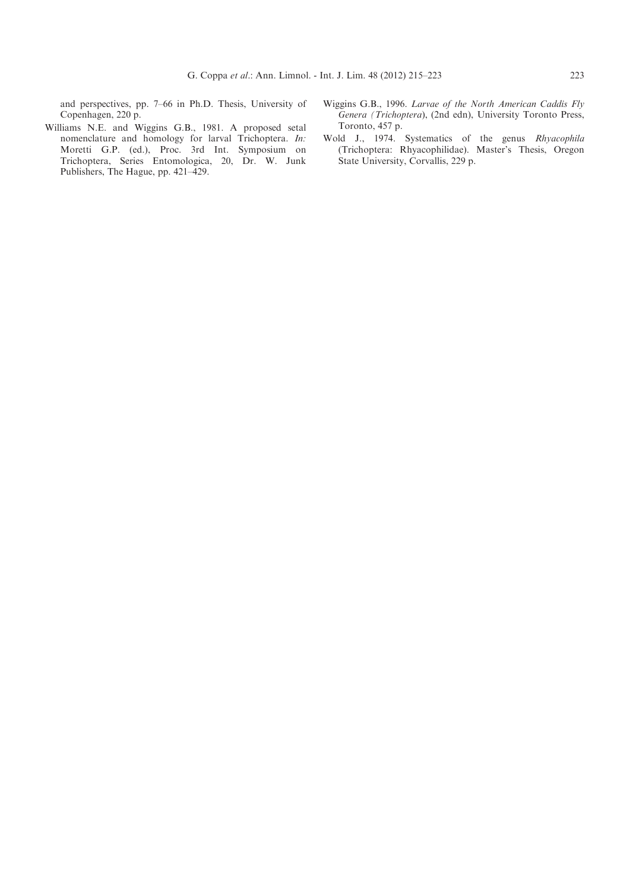and perspectives, pp. 7–66 in Ph.D. Thesis, University of Copenhagen, 220 p.

Williams N.E. and Wiggins G.B., 1981. A proposed setal nomenclature and homology for larval Trichoptera. *In:* Moretti G.P. (ed.), Proc. 3rd Int. Symposium on Trichoptera, Series Entomologica, 20, Dr. W. Junk Publishers, The Hague, pp. 421–429.

Wiggins G.B., 1996. *Larvae of the North American Caddis Fly Genera (Trichoptera)*, (2nd edn), University Toronto Press, Toronto, 457 p.

Wold J., 1974. Systematics of the genus *Rhyacophila* (Trichoptera: Rhyacophilidae). Master's Thesis, Oregon State University, Corvallis, 229 p.